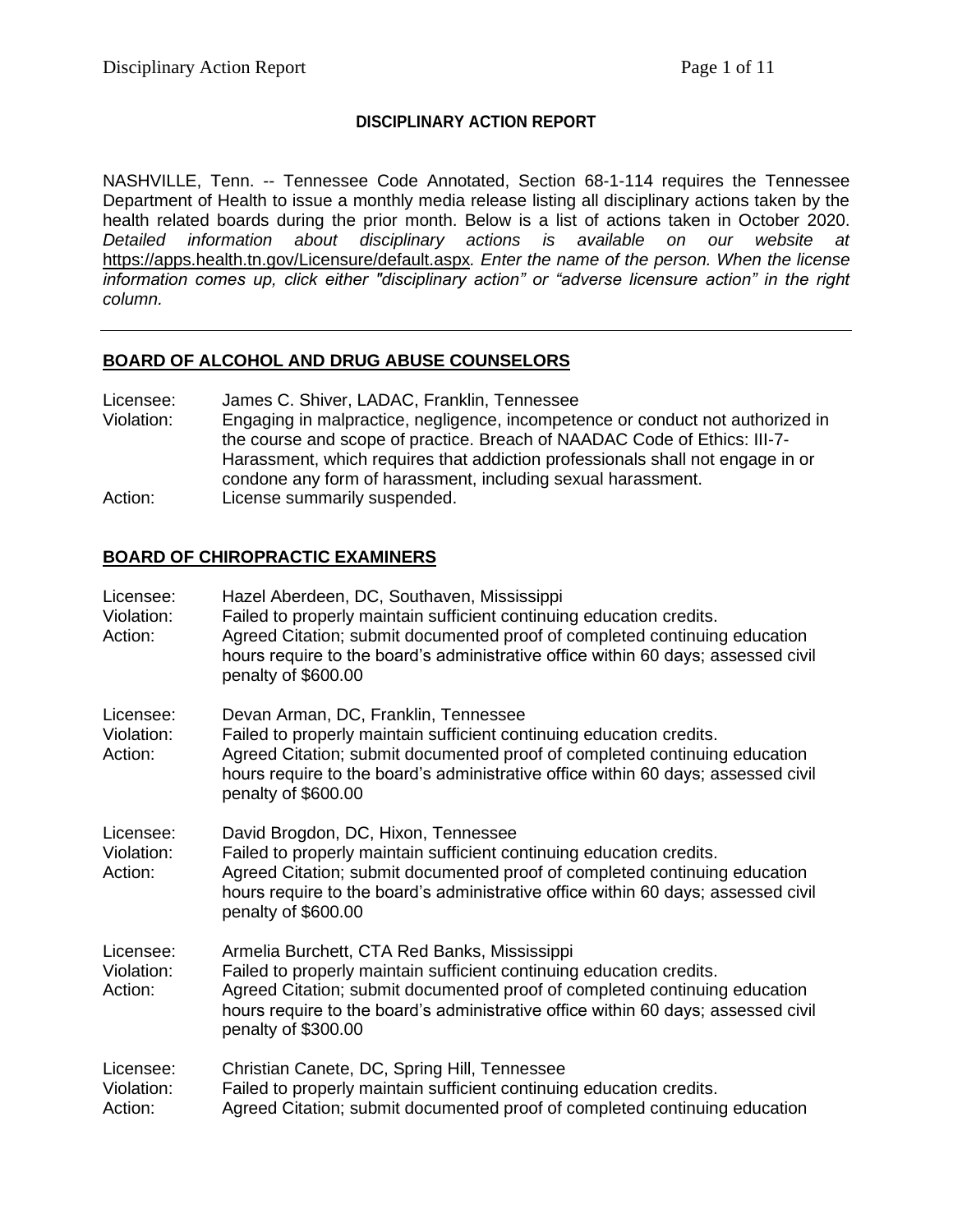# DISCIPLINARY ACTION REPORT

NASHVILLE, Tenn. -- Tennessee Code Annotated, Section 68-1-114 requires the Tennessee Department of Health to issue a monthly media release listing all disciplinary actions taken by the health related boards during the prior month. Below is a list of actions taken in October 2020. *Detailed information about disciplinary actions is available on our website at* https://apps.health.tn.gov/Licensure/default.aspx*. Enter the name of the person. When the license information comes up, click either "disciplinary action" or "adverse licensure action" in the right column.*

---

## BOARD OF ALCOHOL AND DRUG ABUSE COUNSELORS

Licensee: James C. Shiver, LADAC, Franklin, Tennessee
Violation: Engaging in malpractice, negligence, incompetence or conduct not authorized in the course and scope of practice. Breach of NAADAC Code of Ethics: III-7-Harassment, which requires that addiction professionals shall not engage in or condone any form of harassment, including sexual harassment.
Action: License summarily suspended.

## BOARD OF CHIROPRACTIC EXAMINERS

Licensee: Hazel Aberdeen, DC, Southaven, Mississippi
Violation: Failed to properly maintain sufficient continuing education credits.
Action: Agreed Citation; submit documented proof of completed continuing education hours require to the board's administrative office within 60 days; assessed civil penalty of $600.00

Licensee: Devan Arman, DC, Franklin, Tennessee
Violation: Failed to properly maintain sufficient continuing education credits.
Action: Agreed Citation; submit documented proof of completed continuing education hours require to the board's administrative office within 60 days; assessed civil penalty of $600.00

Licensee: David Brogdon, DC, Hixon, Tennessee
Violation: Failed to properly maintain sufficient continuing education credits.
Action: Agreed Citation; submit documented proof of completed continuing education hours require to the board's administrative office within 60 days; assessed civil penalty of $600.00

Licensee: Armelia Burchett, CTA Red Banks, Mississippi
Violation: Failed to properly maintain sufficient continuing education credits.
Action: Agreed Citation; submit documented proof of completed continuing education hours require to the board's administrative office within 60 days; assessed civil penalty of $300.00

Licensee: Christian Canete, DC, Spring Hill, Tennessee
Violation: Failed to properly maintain sufficient continuing education credits.
Action: Agreed Citation; submit documented proof of completed continuing education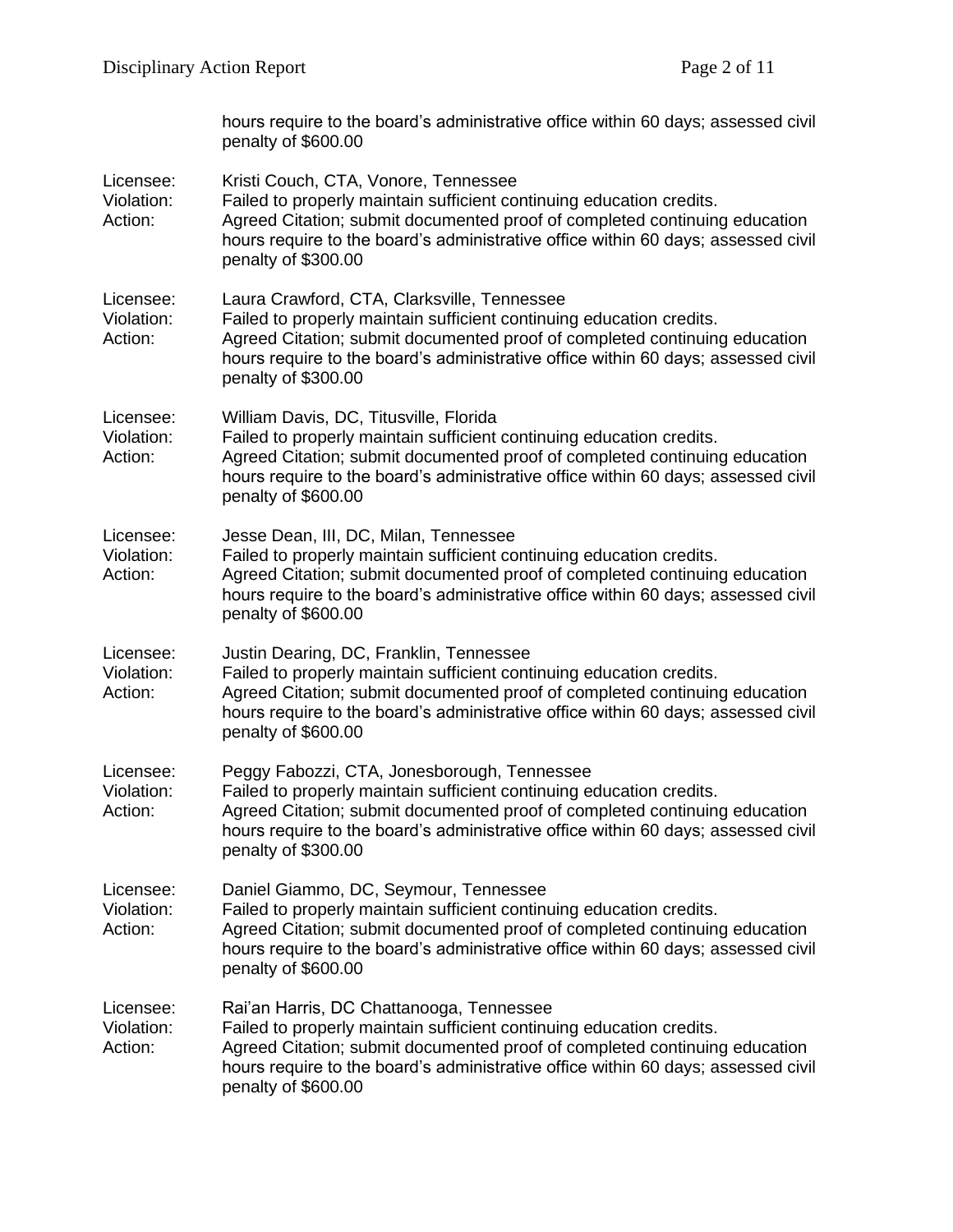hours require to the board's administrative office within 60 days; assessed civil penalty of $600.00

Licensee: Kristi Couch, CTA, Vonore, Tennessee
Violation: Failed to properly maintain sufficient continuing education credits.
Action: Agreed Citation; submit documented proof of completed continuing education hours require to the board's administrative office within 60 days; assessed civil penalty of $300.00

Licensee: Laura Crawford, CTA, Clarksville, Tennessee
Violation: Failed to properly maintain sufficient continuing education credits.
Action: Agreed Citation; submit documented proof of completed continuing education hours require to the board's administrative office within 60 days; assessed civil penalty of $300.00

Licensee: William Davis, DC, Titusville, Florida
Violation: Failed to properly maintain sufficient continuing education credits.
Action: Agreed Citation; submit documented proof of completed continuing education hours require to the board's administrative office within 60 days; assessed civil penalty of $600.00

Licensee: Jesse Dean, III, DC, Milan, Tennessee
Violation: Failed to properly maintain sufficient continuing education credits.
Action: Agreed Citation; submit documented proof of completed continuing education hours require to the board's administrative office within 60 days; assessed civil penalty of $600.00

Licensee: Justin Dearing, DC, Franklin, Tennessee
Violation: Failed to properly maintain sufficient continuing education credits.
Action: Agreed Citation; submit documented proof of completed continuing education hours require to the board's administrative office within 60 days; assessed civil penalty of $600.00

Licensee: Peggy Fabozzi, CTA, Jonesborough, Tennessee
Violation: Failed to properly maintain sufficient continuing education credits.
Action: Agreed Citation; submit documented proof of completed continuing education hours require to the board's administrative office within 60 days; assessed civil penalty of $300.00

Licensee: Daniel Giammo, DC, Seymour, Tennessee
Violation: Failed to properly maintain sufficient continuing education credits.
Action: Agreed Citation; submit documented proof of completed continuing education hours require to the board's administrative office within 60 days; assessed civil penalty of $600.00

Licensee: Rai'an Harris, DC Chattanooga, Tennessee
Violation: Failed to properly maintain sufficient continuing education credits.
Action: Agreed Citation; submit documented proof of completed continuing education hours require to the board's administrative office within 60 days; assessed civil penalty of $600.00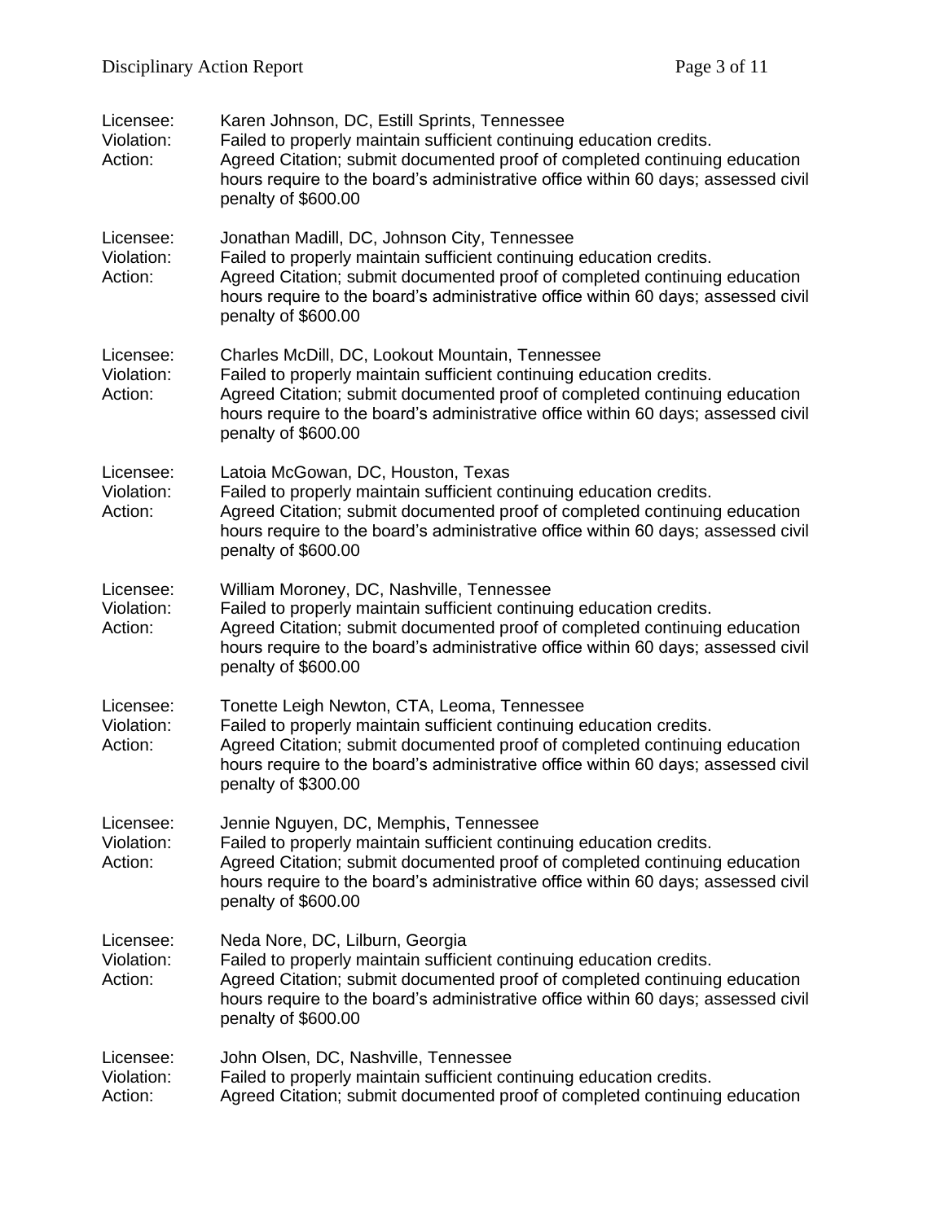Licensee: Karen Johnson, DC, Estill Sprints, Tennessee
Violation: Failed to properly maintain sufficient continuing education credits.
Action: Agreed Citation; submit documented proof of completed continuing education hours require to the board's administrative office within 60 days; assessed civil penalty of $600.00

Licensee: Jonathan Madill, DC, Johnson City, Tennessee
Violation: Failed to properly maintain sufficient continuing education credits.
Action: Agreed Citation; submit documented proof of completed continuing education hours require to the board's administrative office within 60 days; assessed civil penalty of $600.00

Licensee: Charles McDill, DC, Lookout Mountain, Tennessee
Violation: Failed to properly maintain sufficient continuing education credits.
Action: Agreed Citation; submit documented proof of completed continuing education hours require to the board's administrative office within 60 days; assessed civil penalty of $600.00

Licensee: Latoia McGowan, DC, Houston, Texas
Violation: Failed to properly maintain sufficient continuing education credits.
Action: Agreed Citation; submit documented proof of completed continuing education hours require to the board's administrative office within 60 days; assessed civil penalty of $600.00

Licensee: William Moroney, DC, Nashville, Tennessee
Violation: Failed to properly maintain sufficient continuing education credits.
Action: Agreed Citation; submit documented proof of completed continuing education hours require to the board's administrative office within 60 days; assessed civil penalty of $600.00

Licensee: Tonette Leigh Newton, CTA, Leoma, Tennessee
Violation: Failed to properly maintain sufficient continuing education credits.
Action: Agreed Citation; submit documented proof of completed continuing education hours require to the board's administrative office within 60 days; assessed civil penalty of $300.00

Licensee: Jennie Nguyen, DC, Memphis, Tennessee
Violation: Failed to properly maintain sufficient continuing education credits.
Action: Agreed Citation; submit documented proof of completed continuing education hours require to the board's administrative office within 60 days; assessed civil penalty of $600.00

Licensee: Neda Nore, DC, Lilburn, Georgia
Violation: Failed to properly maintain sufficient continuing education credits.
Action: Agreed Citation; submit documented proof of completed continuing education hours require to the board's administrative office within 60 days; assessed civil penalty of $600.00

Licensee: John Olsen, DC, Nashville, Tennessee
Violation: Failed to properly maintain sufficient continuing education credits.
Action: Agreed Citation; submit documented proof of completed continuing education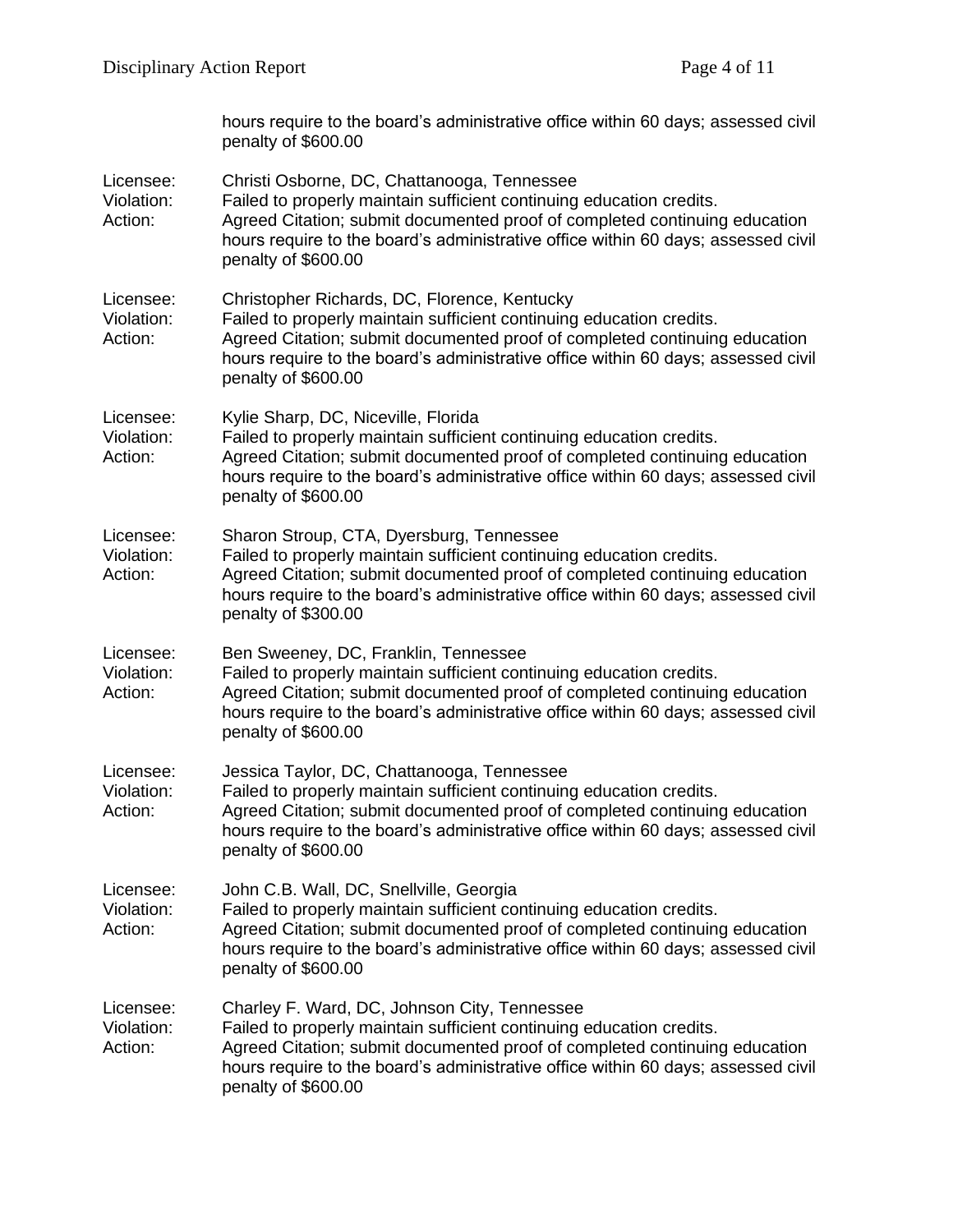hours require to the board's administrative office within 60 days; assessed civil penalty of $600.00

Licensee: Christi Osborne, DC, Chattanooga, Tennessee
Violation: Failed to properly maintain sufficient continuing education credits.
Action: Agreed Citation; submit documented proof of completed continuing education hours require to the board's administrative office within 60 days; assessed civil penalty of $600.00

Licensee: Christopher Richards, DC, Florence, Kentucky
Violation: Failed to properly maintain sufficient continuing education credits.
Action: Agreed Citation; submit documented proof of completed continuing education hours require to the board's administrative office within 60 days; assessed civil penalty of $600.00

Licensee: Kylie Sharp, DC, Niceville, Florida
Violation: Failed to properly maintain sufficient continuing education credits.
Action: Agreed Citation; submit documented proof of completed continuing education hours require to the board's administrative office within 60 days; assessed civil penalty of $600.00

Licensee: Sharon Stroup, CTA, Dyersburg, Tennessee
Violation: Failed to properly maintain sufficient continuing education credits.
Action: Agreed Citation; submit documented proof of completed continuing education hours require to the board's administrative office within 60 days; assessed civil penalty of $300.00

Licensee: Ben Sweeney, DC, Franklin, Tennessee
Violation: Failed to properly maintain sufficient continuing education credits.
Action: Agreed Citation; submit documented proof of completed continuing education hours require to the board's administrative office within 60 days; assessed civil penalty of $600.00

Licensee: Jessica Taylor, DC, Chattanooga, Tennessee
Violation: Failed to properly maintain sufficient continuing education credits.
Action: Agreed Citation; submit documented proof of completed continuing education hours require to the board's administrative office within 60 days; assessed civil penalty of $600.00

Licensee: John C.B. Wall, DC, Snellville, Georgia
Violation: Failed to properly maintain sufficient continuing education credits.
Action: Agreed Citation; submit documented proof of completed continuing education hours require to the board's administrative office within 60 days; assessed civil penalty of $600.00

Licensee: Charley F. Ward, DC, Johnson City, Tennessee
Violation: Failed to properly maintain sufficient continuing education credits.
Action: Agreed Citation; submit documented proof of completed continuing education hours require to the board's administrative office within 60 days; assessed civil penalty of $600.00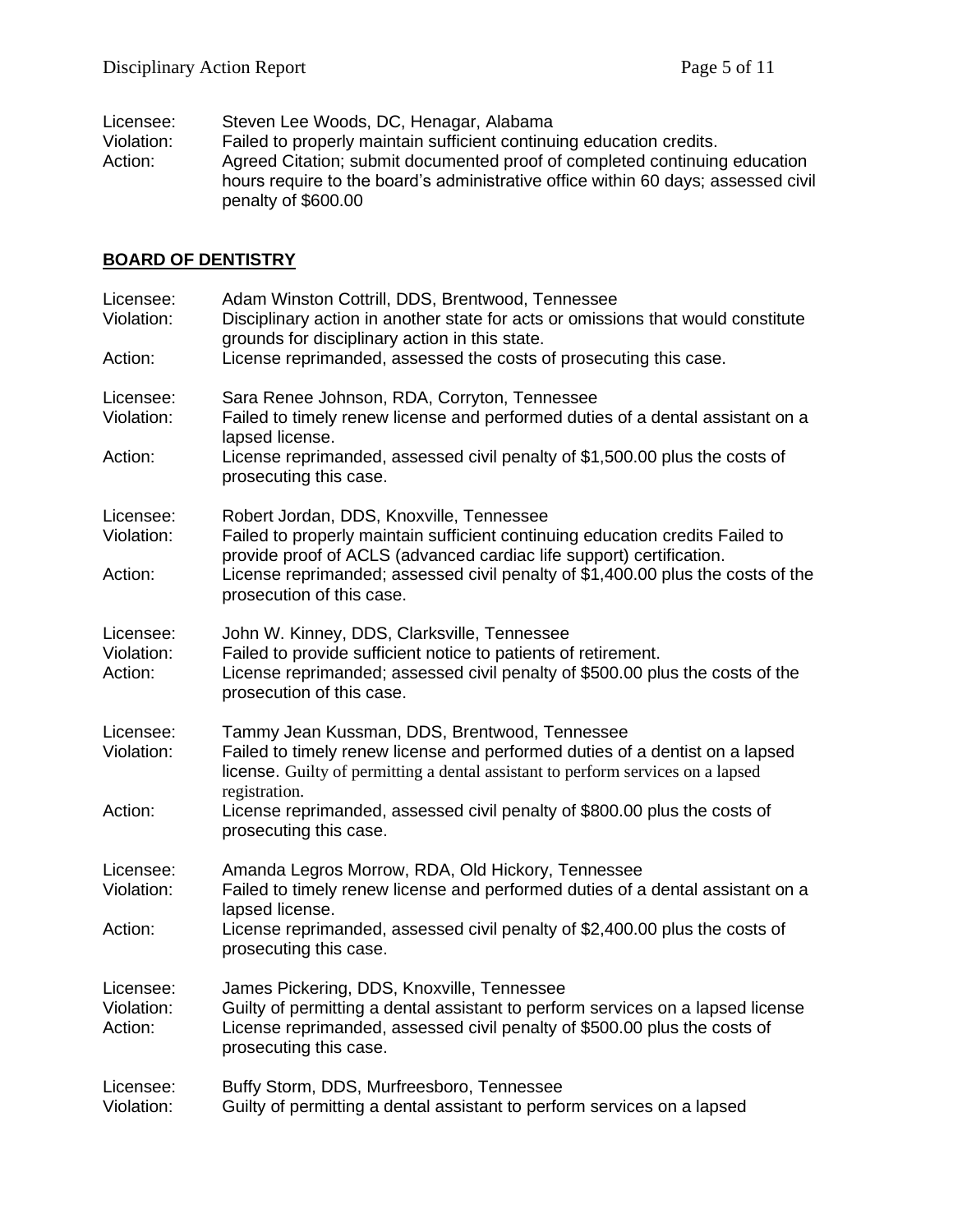Licensee: Steven Lee Woods, DC, Henagar, Alabama
Violation: Failed to properly maintain sufficient continuing education credits.
Action: Agreed Citation; submit documented proof of completed continuing education hours require to the board's administrative office within 60 days; assessed civil penalty of $600.00

## BOARD OF DENTISTRY

Licensee: Adam Winston Cottrill, DDS, Brentwood, Tennessee
Violation: Disciplinary action in another state for acts or omissions that would constitute grounds for disciplinary action in this state.
Action: License reprimanded, assessed the costs of prosecuting this case.

Licensee: Sara Renee Johnson, RDA, Corryton, Tennessee
Violation: Failed to timely renew license and performed duties of a dental assistant on a lapsed license.
Action: License reprimanded, assessed civil penalty of $1,500.00 plus the costs of prosecuting this case.

Licensee: Robert Jordan, DDS, Knoxville, Tennessee
Violation: Failed to properly maintain sufficient continuing education credits Failed to provide proof of ACLS (advanced cardiac life support) certification.
Action: License reprimanded; assessed civil penalty of $1,400.00 plus the costs of the prosecution of this case.

Licensee: John W. Kinney, DDS, Clarksville, Tennessee
Violation: Failed to provide sufficient notice to patients of retirement.
Action: License reprimanded; assessed civil penalty of $500.00 plus the costs of the prosecution of this case.

Licensee: Tammy Jean Kussman, DDS, Brentwood, Tennessee
Violation: Failed to timely renew license and performed duties of a dentist on a lapsed license. Guilty of permitting a dental assistant to perform services on a lapsed registration.
Action: License reprimanded, assessed civil penalty of $800.00 plus the costs of prosecuting this case.

Licensee: Amanda Legros Morrow, RDA, Old Hickory, Tennessee
Violation: Failed to timely renew license and performed duties of a dental assistant on a lapsed license.
Action: License reprimanded, assessed civil penalty of $2,400.00 plus the costs of prosecuting this case.

Licensee: James Pickering, DDS, Knoxville, Tennessee
Violation: Guilty of permitting a dental assistant to perform services on a lapsed license
Action: License reprimanded, assessed civil penalty of $500.00 plus the costs of prosecuting this case.

Licensee: Buffy Storm, DDS, Murfreesboro, Tennessee
Violation: Guilty of permitting a dental assistant to perform services on a lapsed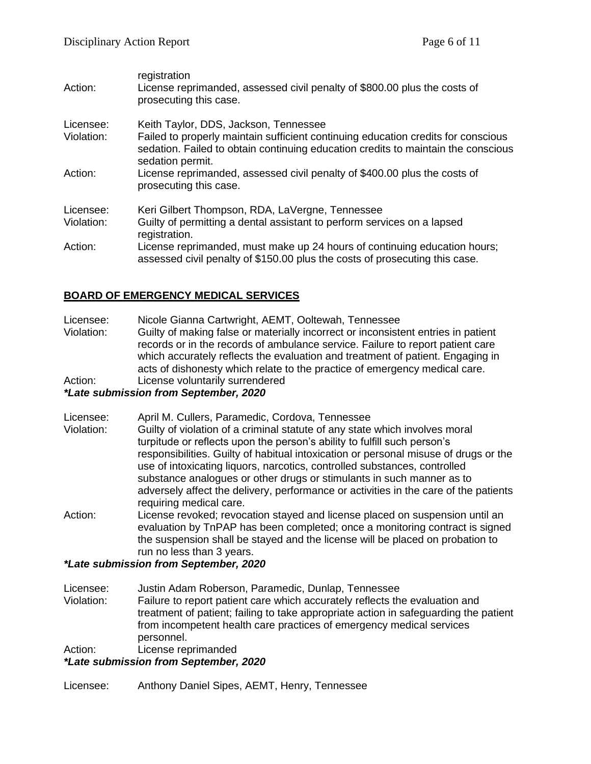registration

Action: License reprimanded, assessed civil penalty of $800.00 plus the costs of prosecuting this case.

Licensee: Keith Taylor, DDS, Jackson, Tennessee
Violation: Failed to properly maintain sufficient continuing education credits for conscious sedation. Failed to obtain continuing education credits to maintain the conscious sedation permit.
Action: License reprimanded, assessed civil penalty of $400.00 plus the costs of prosecuting this case.

Licensee: Keri Gilbert Thompson, RDA, LaVergne, Tennessee
Violation: Guilty of permitting a dental assistant to perform services on a lapsed registration.
Action: License reprimanded, must make up 24 hours of continuing education hours; assessed civil penalty of $150.00 plus the costs of prosecuting this case.

## BOARD OF EMERGENCY MEDICAL SERVICES

Licensee: Nicole Gianna Cartwright, AEMT, Ooltewah, Tennessee
Violation: Guilty of making false or materially incorrect or inconsistent entries in patient records or in the records of ambulance service. Failure to report patient care which accurately reflects the evaluation and treatment of patient. Engaging in acts of dishonesty which relate to the practice of emergency medical care.
Action: License voluntarily surrendered
***Late submission from September, 2020***

Licensee: April M. Cullers, Paramedic, Cordova, Tennessee
Violation: Guilty of violation of a criminal statute of any state which involves moral turpitude or reflects upon the person's ability to fulfill such person's responsibilities. Guilty of habitual intoxication or personal misuse of drugs or the use of intoxicating liquors, narcotics, controlled substances, controlled substance analogues or other drugs or stimulants in such manner as to adversely affect the delivery, performance or activities in the care of the patients requiring medical care.
Action: License revoked; revocation stayed and license placed on suspension until an evaluation by TnPAP has been completed; once a monitoring contract is signed the suspension shall be stayed and the license will be placed on probation to run no less than 3 years.
***Late submission from September, 2020***

Licensee: Justin Adam Roberson, Paramedic, Dunlap, Tennessee
Violation: Failure to report patient care which accurately reflects the evaluation and treatment of patient; failing to take appropriate action in safeguarding the patient from incompetent health care practices of emergency medical services personnel.
Action: License reprimanded
***Late submission from September, 2020***

Licensee: Anthony Daniel Sipes, AEMT, Henry, Tennessee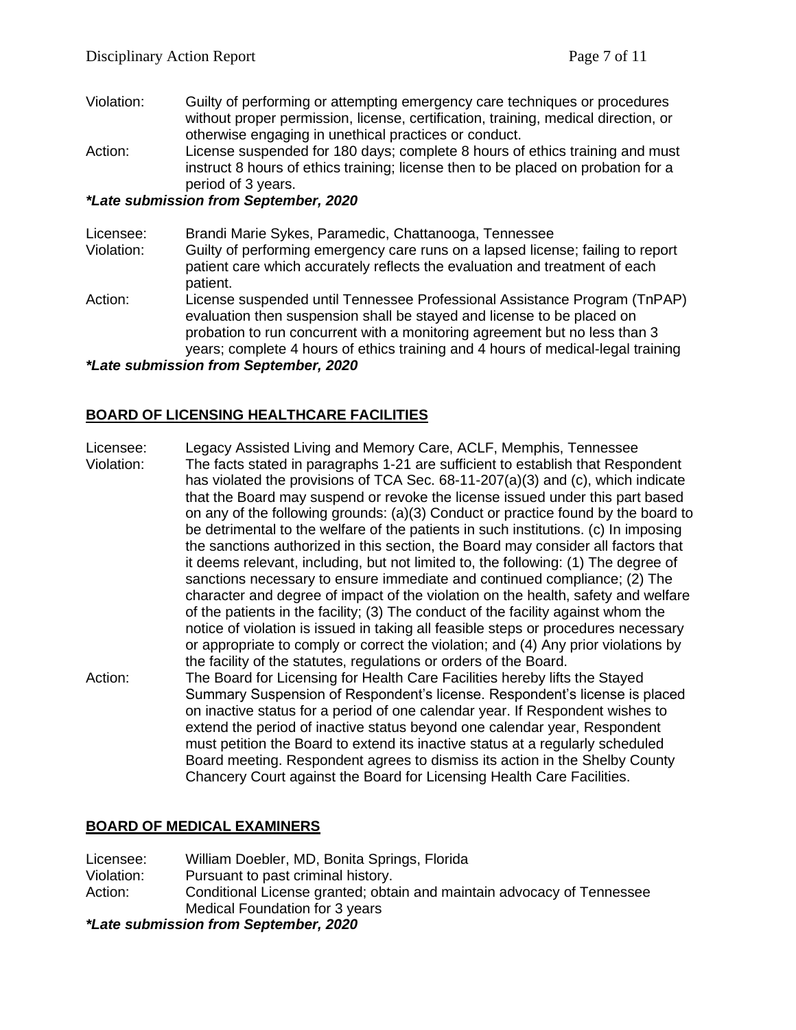Violation: Guilty of performing or attempting emergency care techniques or procedures without proper permission, license, certification, training, medical direction, or otherwise engaging in unethical practices or conduct.

Action: License suspended for 180 days; complete 8 hours of ethics training and must instruct 8 hours of ethics training; license then to be placed on probation for a period of 3 years.

***Late submission from September, 2020***

Licensee: Brandi Marie Sykes, Paramedic, Chattanooga, Tennessee

Violation: Guilty of performing emergency care runs on a lapsed license; failing to report patient care which accurately reflects the evaluation and treatment of each patient.

Action: License suspended until Tennessee Professional Assistance Program (TnPAP) evaluation then suspension shall be stayed and license to be placed on probation to run concurrent with a monitoring agreement but no less than 3 years; complete 4 hours of ethics training and 4 hours of medical-legal training

***Late submission from September, 2020***

## BOARD OF LICENSING HEALTHCARE FACILITIES

Licensee: Legacy Assisted Living and Memory Care, ACLF, Memphis, Tennessee

Violation: The facts stated in paragraphs 1-21 are sufficient to establish that Respondent has violated the provisions of TCA Sec. 68-11-207(a)(3) and (c), which indicate that the Board may suspend or revoke the license issued under this part based on any of the following grounds: (a)(3) Conduct or practice found by the board to be detrimental to the welfare of the patients in such institutions. (c) In imposing the sanctions authorized in this section, the Board may consider all factors that it deems relevant, including, but not limited to, the following: (1) The degree of sanctions necessary to ensure immediate and continued compliance; (2) The character and degree of impact of the violation on the health, safety and welfare of the patients in the facility; (3) The conduct of the facility against whom the notice of violation is issued in taking all feasible steps or procedures necessary or appropriate to comply or correct the violation; and (4) Any prior violations by the facility of the statutes, regulations or orders of the Board.

Action: The Board for Licensing for Health Care Facilities hereby lifts the Stayed Summary Suspension of Respondent's license. Respondent's license is placed on inactive status for a period of one calendar year. If Respondent wishes to extend the period of inactive status beyond one calendar year, Respondent must petition the Board to extend its inactive status at a regularly scheduled Board meeting. Respondent agrees to dismiss its action in the Shelby County Chancery Court against the Board for Licensing Health Care Facilities.

## BOARD OF MEDICAL EXAMINERS

Licensee: William Doebler, MD, Bonita Springs, Florida

Violation: Pursuant to past criminal history.

Action: Conditional License granted; obtain and maintain advocacy of Tennessee Medical Foundation for 3 years

***Late submission from September, 2020***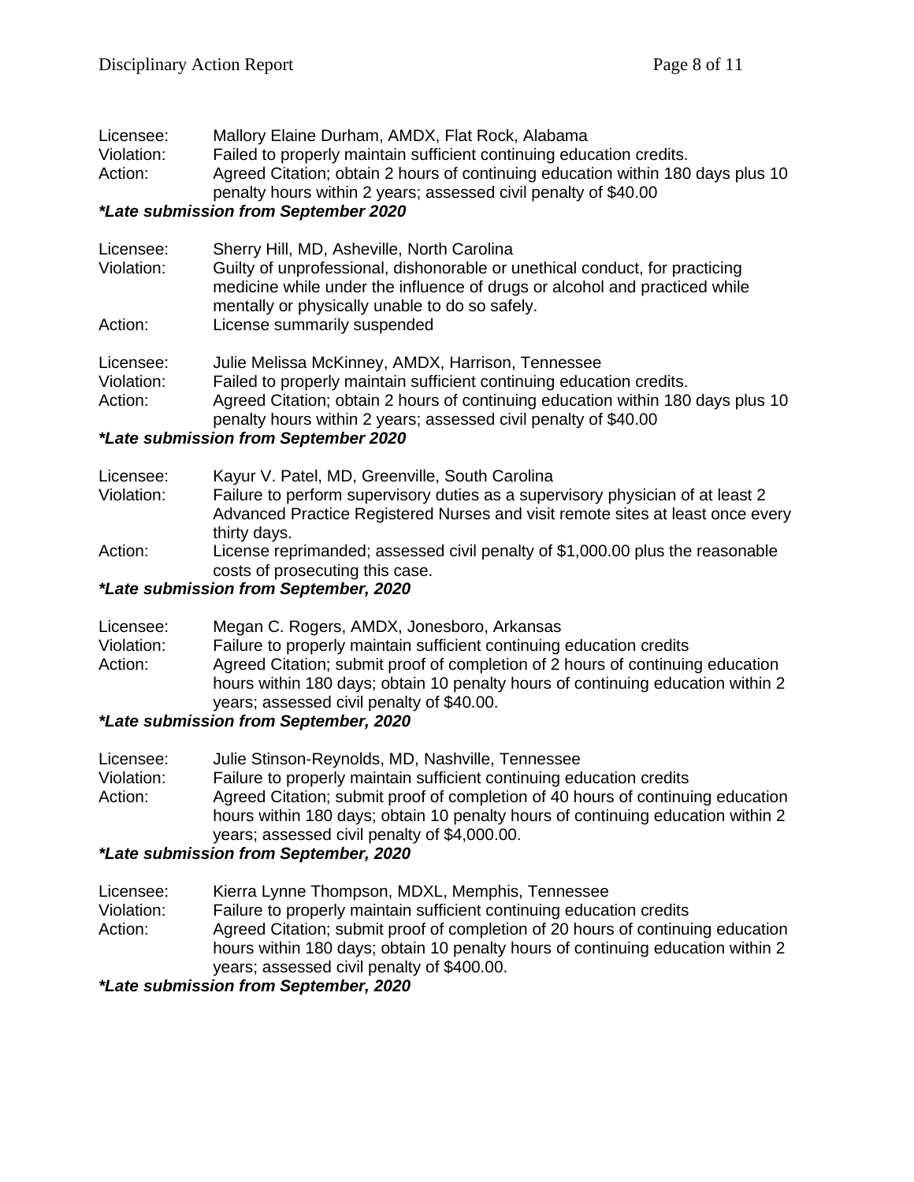Licensee: Mallory Elaine Durham, AMDX, Flat Rock, Alabama
Violation: Failed to properly maintain sufficient continuing education credits.
Action: Agreed Citation; obtain 2 hours of continuing education within 180 days plus 10 penalty hours within 2 years; assessed civil penalty of $40.00

***Late submission from September 2020**

Licensee: Sherry Hill, MD, Asheville, North Carolina
Violation: Guilty of unprofessional, dishonorable or unethical conduct, for practicing medicine while under the influence of drugs or alcohol and practiced while mentally or physically unable to do so safely.
Action: License summarily suspended

Licensee: Julie Melissa McKinney, AMDX, Harrison, Tennessee
Violation: Failed to properly maintain sufficient continuing education credits.
Action: Agreed Citation; obtain 2 hours of continuing education within 180 days plus 10 penalty hours within 2 years; assessed civil penalty of $40.00

***Late submission from September 2020**

Licensee: Kayur V. Patel, MD, Greenville, South Carolina
Violation: Failure to perform supervisory duties as a supervisory physician of at least 2 Advanced Practice Registered Nurses and visit remote sites at least once every thirty days.
Action: License reprimanded; assessed civil penalty of $1,000.00 plus the reasonable costs of prosecuting this case.

***Late submission from September, 2020**

Licensee: Megan C. Rogers, AMDX, Jonesboro, Arkansas
Violation: Failure to properly maintain sufficient continuing education credits
Action: Agreed Citation; submit proof of completion of 2 hours of continuing education hours within 180 days; obtain 10 penalty hours of continuing education within 2 years; assessed civil penalty of $40.00.

***Late submission from September, 2020**

Licensee: Julie Stinson-Reynolds, MD, Nashville, Tennessee
Violation: Failure to properly maintain sufficient continuing education credits
Action: Agreed Citation; submit proof of completion of 40 hours of continuing education hours within 180 days; obtain 10 penalty hours of continuing education within 2 years; assessed civil penalty of $4,000.00.

***Late submission from September, 2020**

Licensee: Kierra Lynne Thompson, MDXL, Memphis, Tennessee
Violation: Failure to properly maintain sufficient continuing education credits
Action: Agreed Citation; submit proof of completion of 20 hours of continuing education hours within 180 days; obtain 10 penalty hours of continuing education within 2 years; assessed civil penalty of $400.00.

***Late submission from September, 2020**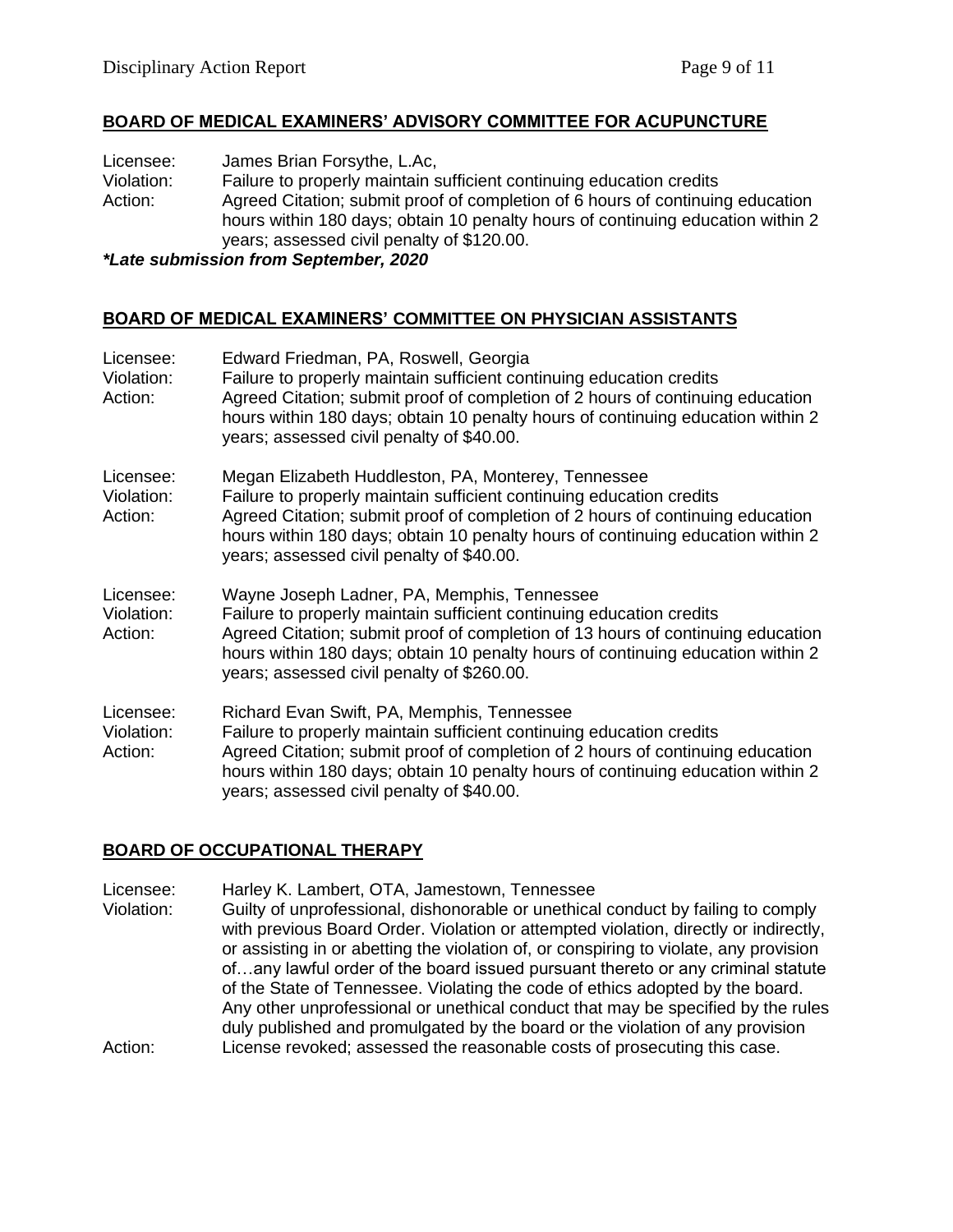## BOARD OF MEDICAL EXAMINERS' ADVISORY COMMITTEE FOR ACUPUNCTURE

Licensee: James Brian Forsythe, L.Ac,
Violation: Failure to properly maintain sufficient continuing education credits
Action: Agreed Citation; submit proof of completion of 6 hours of continuing education hours within 180 days; obtain 10 penalty hours of continuing education within 2 years; assessed civil penalty of $120.00.

***Late submission from September, 2020***

## BOARD OF MEDICAL EXAMINERS' COMMITTEE ON PHYSICIAN ASSISTANTS

Licensee: Edward Friedman, PA, Roswell, Georgia
Violation: Failure to properly maintain sufficient continuing education credits
Action: Agreed Citation; submit proof of completion of 2 hours of continuing education hours within 180 days; obtain 10 penalty hours of continuing education within 2 years; assessed civil penalty of $40.00.

Licensee: Megan Elizabeth Huddleston, PA, Monterey, Tennessee
Violation: Failure to properly maintain sufficient continuing education credits
Action: Agreed Citation; submit proof of completion of 2 hours of continuing education hours within 180 days; obtain 10 penalty hours of continuing education within 2 years; assessed civil penalty of $40.00.

Licensee: Wayne Joseph Ladner, PA, Memphis, Tennessee
Violation: Failure to properly maintain sufficient continuing education credits
Action: Agreed Citation; submit proof of completion of 13 hours of continuing education hours within 180 days; obtain 10 penalty hours of continuing education within 2 years; assessed civil penalty of $260.00.

Licensee: Richard Evan Swift, PA, Memphis, Tennessee
Violation: Failure to properly maintain sufficient continuing education credits
Action: Agreed Citation; submit proof of completion of 2 hours of continuing education hours within 180 days; obtain 10 penalty hours of continuing education within 2 years; assessed civil penalty of $40.00.

## BOARD OF OCCUPATIONAL THERAPY

Licensee: Harley K. Lambert, OTA, Jamestown, Tennessee
Violation: Guilty of unprofessional, dishonorable or unethical conduct by failing to comply with previous Board Order. Violation or attempted violation, directly or indirectly, or assisting in or abetting the violation of, or conspiring to violate, any provision of…any lawful order of the board issued pursuant thereto or any criminal statute of the State of Tennessee. Violating the code of ethics adopted by the board. Any other unprofessional or unethical conduct that may be specified by the rules duly published and promulgated by the board or the violation of any provision
Action: License revoked; assessed the reasonable costs of prosecuting this case.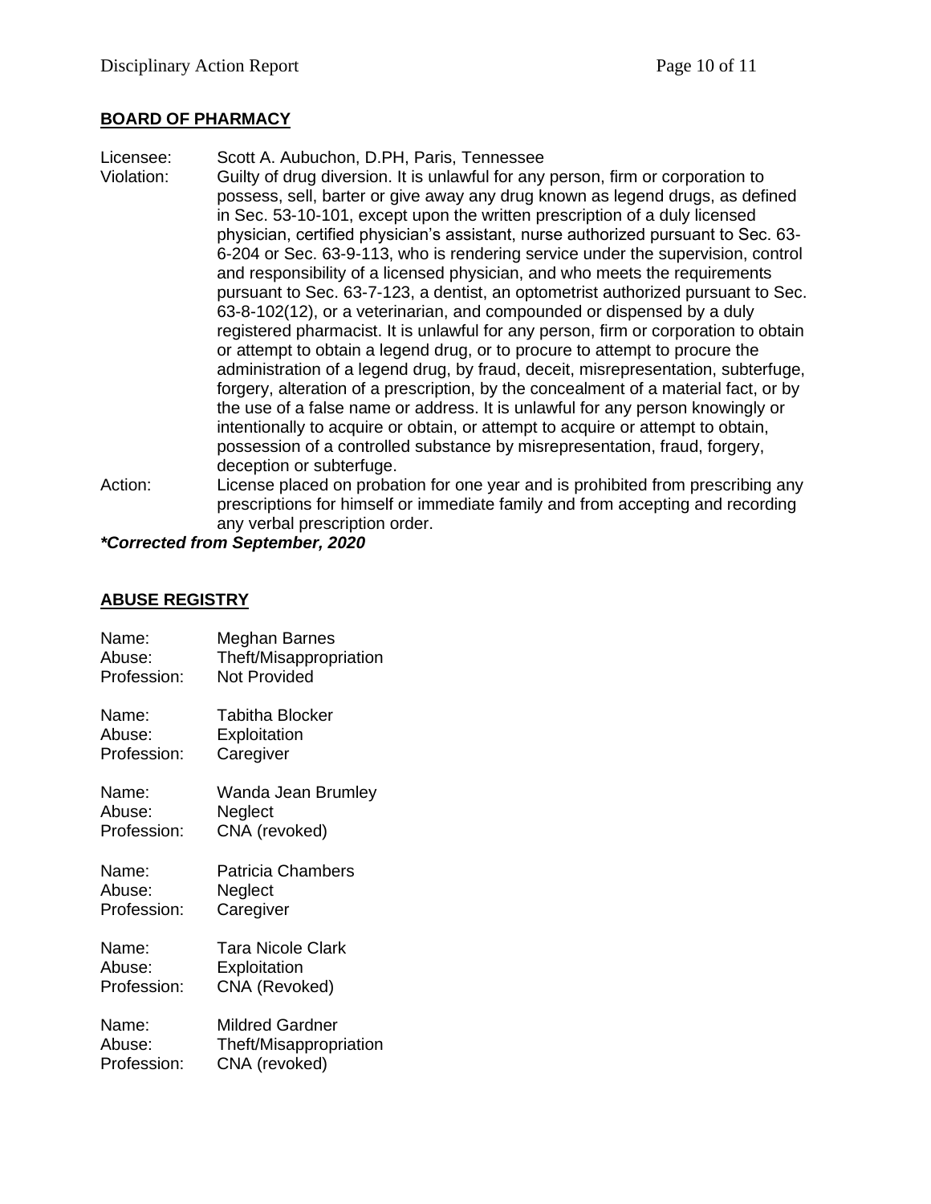## BOARD OF PHARMACY

Licensee: Scott A. Aubuchon, D.PH, Paris, Tennessee

Violation: Guilty of drug diversion. It is unlawful for any person, firm or corporation to possess, sell, barter or give away any drug known as legend drugs, as defined in Sec. 53-10-101, except upon the written prescription of a duly licensed physician, certified physician's assistant, nurse authorized pursuant to Sec. 63-6-204 or Sec. 63-9-113, who is rendering service under the supervision, control and responsibility of a licensed physician, and who meets the requirements pursuant to Sec. 63-7-123, a dentist, an optometrist authorized pursuant to Sec. 63-8-102(12), or a veterinarian, and compounded or dispensed by a duly registered pharmacist. It is unlawful for any person, firm or corporation to obtain or attempt to obtain a legend drug, or to procure to attempt to procure the administration of a legend drug, by fraud, deceit, misrepresentation, subterfuge, forgery, alteration of a prescription, by the concealment of a material fact, or by the use of a false name or address. It is unlawful for any person knowingly or intentionally to acquire or obtain, or attempt to acquire or attempt to obtain, possession of a controlled substance by misrepresentation, fraud, forgery, deception or subterfuge.

Action: License placed on probation for one year and is prohibited from prescribing any prescriptions for himself or immediate family and from accepting and recording any verbal prescription order.

***Corrected from September, 2020***

## ABUSE REGISTRY

Name: Meghan Barnes
Abuse: Theft/Misappropriation
Profession: Not Provided

Name: Tabitha Blocker
Abuse: Exploitation
Profession: Caregiver

Name: Wanda Jean Brumley
Abuse: Neglect
Profession: CNA (revoked)

Name: Patricia Chambers
Abuse: Neglect
Profession: Caregiver

Name: Tara Nicole Clark
Abuse: Exploitation
Profession: CNA (Revoked)

Name: Mildred Gardner
Abuse: Theft/Misappropriation
Profession: CNA (revoked)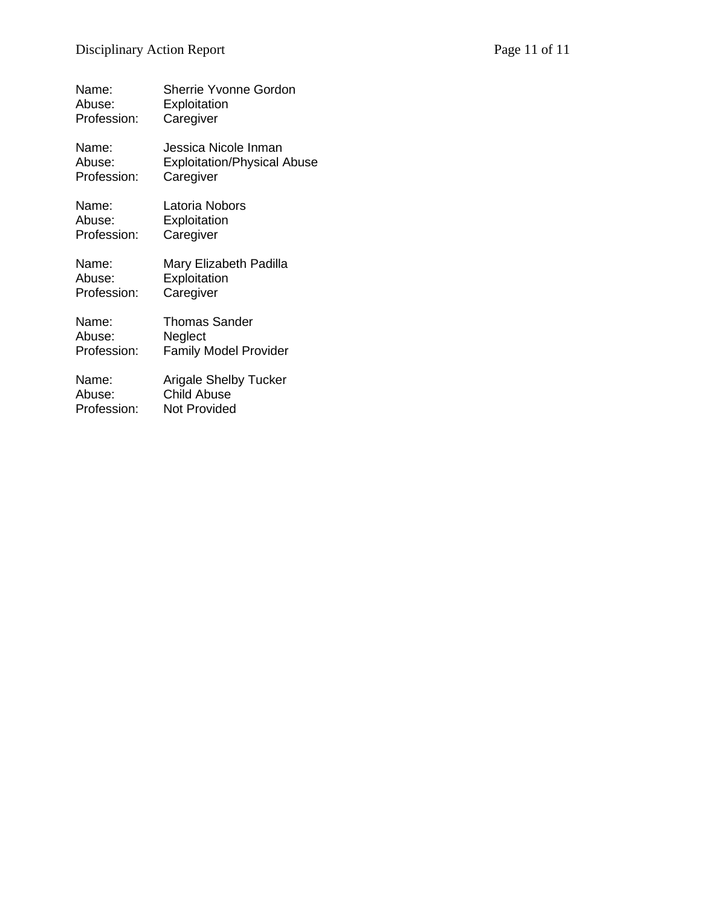Name: Sherrie Yvonne Gordon
Abuse: Exploitation
Profession: Caregiver

Name: Jessica Nicole Inman
Abuse: Exploitation/Physical Abuse
Profession: Caregiver

Name: Latoria Nobors
Abuse: Exploitation
Profession: Caregiver

Name: Mary Elizabeth Padilla
Abuse: Exploitation
Profession: Caregiver

Name: Thomas Sander
Abuse: Neglect
Profession: Family Model Provider

Name: Arigale Shelby Tucker
Abuse: Child Abuse
Profession: Not Provided